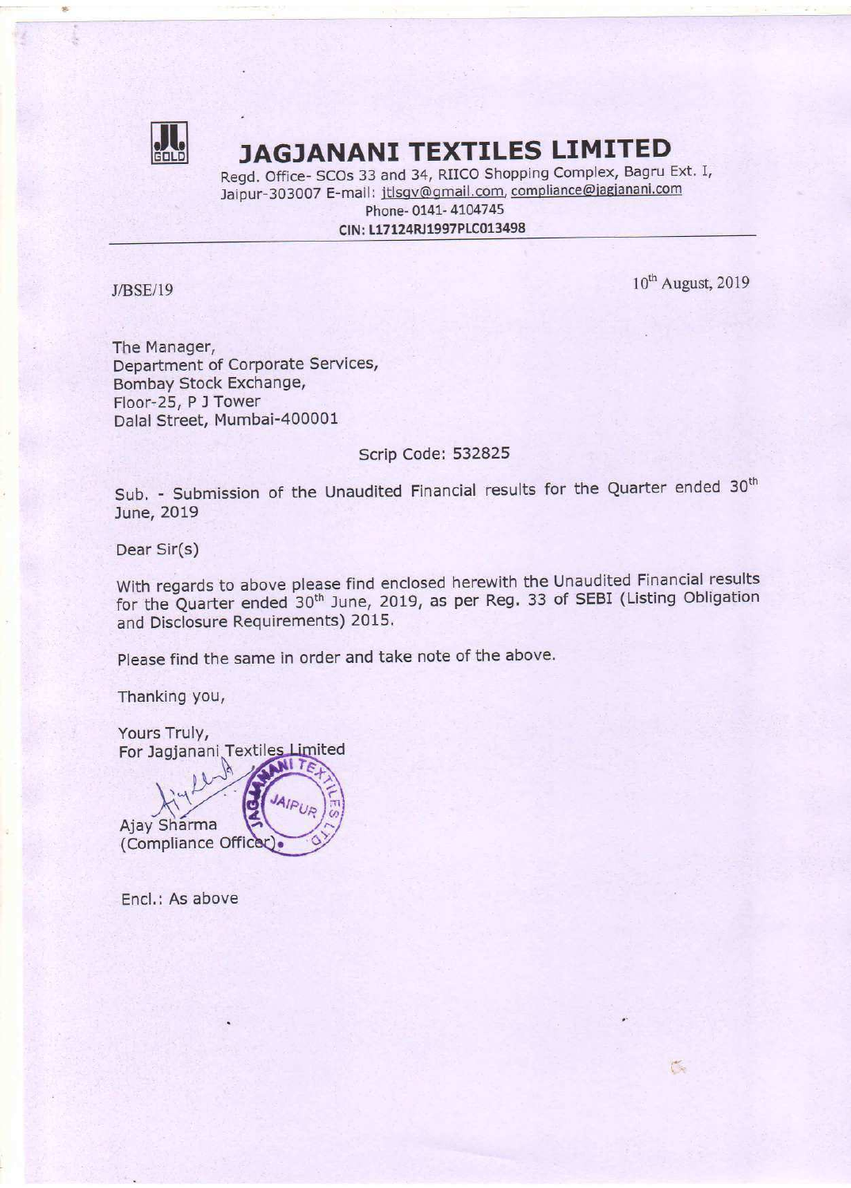# JAGJANANI TEXTILES LIMITED

Regd. Office- SCOs 33 and 34, RIICO Shopping Complex, Bagru Ext. I, Jaipur-303007 E-mail: jtlsgv@gmail.com, compliance@jagjanani.com
Phone- 0141- 4104745
**CIN: L17124RJ1997PLC013498**

J/BSE/19

10th August, 2019

The Manager,
Department of Corporate Services,
Bombay Stock Exchange,
Floor-25, P J Tower
Dalal Street, Mumbai-400001

Scrip Code: 532825

Sub. - Submission of the Unaudited Financial results for the Quarter ended 30th June, 2019

Dear Sir(s)

With regards to above please find enclosed herewith the Unaudited Financial results for the Quarter ended 30th June, 2019, as per Reg. 33 of SEBI (Listing Obligation and Disclosure Requirements) 2015.

Please find the same in order and take note of the above.

Thanking you,

Yours Truly,
For Jagjanani Textiles Limited

Ajay Sharma
(Compliance Officer)

Encl.: As above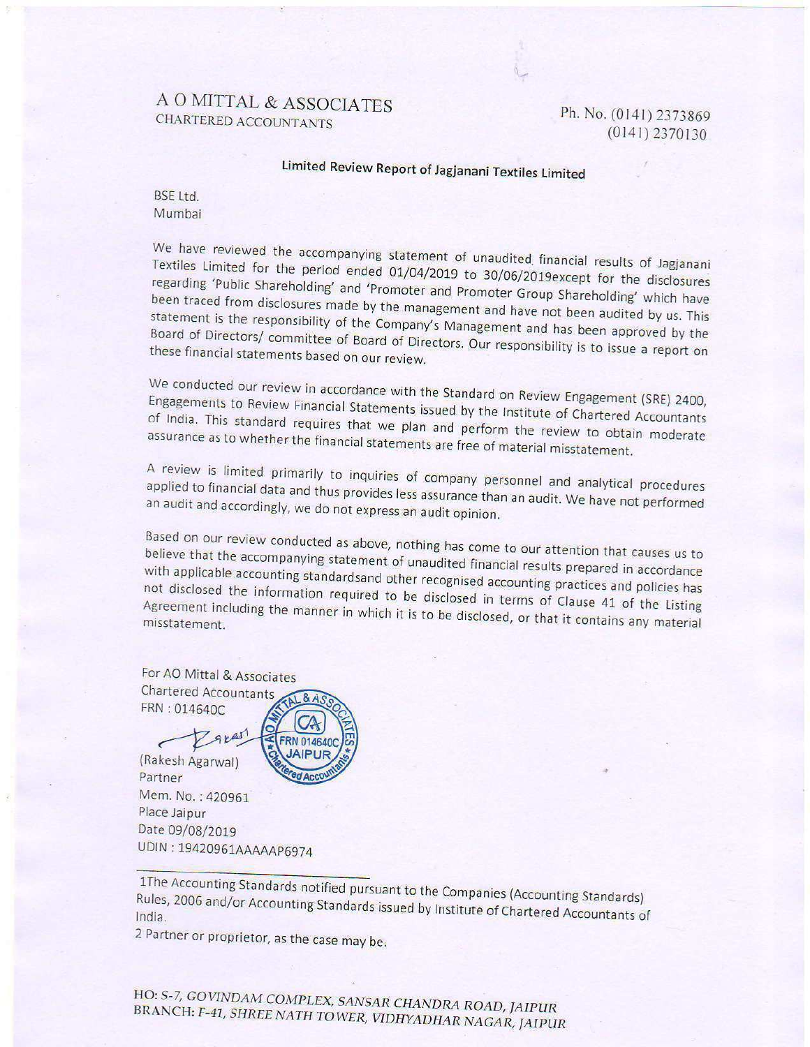A O MITTAL & ASSOCIATES
CHARTERED ACCOUNTANTS

Ph. No. (0141) 2373869
(0141) 2370130

## Limited Review Report of Jagjanani Textiles Limited

BSE Ltd.
Mumbai

We have reviewed the accompanying statement of unaudited financial results of Jagjanani Textiles Limited for the period ended 01/04/2019 to 30/06/2019except for the disclosures regarding 'Public Shareholding' and 'Promoter and Promoter Group Shareholding' which have been traced from disclosures made by the management and have not been audited by us. This statement is the responsibility of the Company's Management and has been approved by the Board of Directors/ committee of Board of Directors. Our responsibility is to issue a report on these financial statements based on our review.

We conducted our review in accordance with the Standard on Review Engagement (SRE) 2400, Engagements to Review Financial Statements issued by the Institute of Chartered Accountants of India. This standard requires that we plan and perform the review to obtain moderate assurance as to whether the financial statements are free of material misstatement.

A review is limited primarily to inquiries of company personnel and analytical procedures applied to financial data and thus provides less assurance than an audit. We have not performed an audit and accordingly, we do not express an audit opinion.

Based on our review conducted as above, nothing has come to our attention that causes us to believe that the accompanying statement of unaudited financial results prepared in accordance with applicable accounting standardsand other recognised accounting practices and policies has not disclosed the information required to be disclosed in terms of Clause 41 of the Listing Agreement including the manner in which it is to be disclosed, or that it contains any material misstatement.

For AO Mittal & Associates
Chartered Accountants
FRN : 014640C

(Rakesh Agarwal)
Partner
Mem. No. : 420961
Place Jaipur
Date 09/08/2019
UDIN : 19420961AAAAAP6974

---

1The Accounting Standards notified pursuant to the Companies (Accounting Standards) Rules, 2006 and/or Accounting Standards issued by Institute of Chartered Accountants of India.

2 Partner or proprietor, as the case may be.

HO: S-7, GOVINDAM COMPLEX, SANSAR CHANDRA ROAD, JAIPUR
BRANCH: F-41, SHREE NATH TOWER, VIDHYADHAR NAGAR, JAIPUR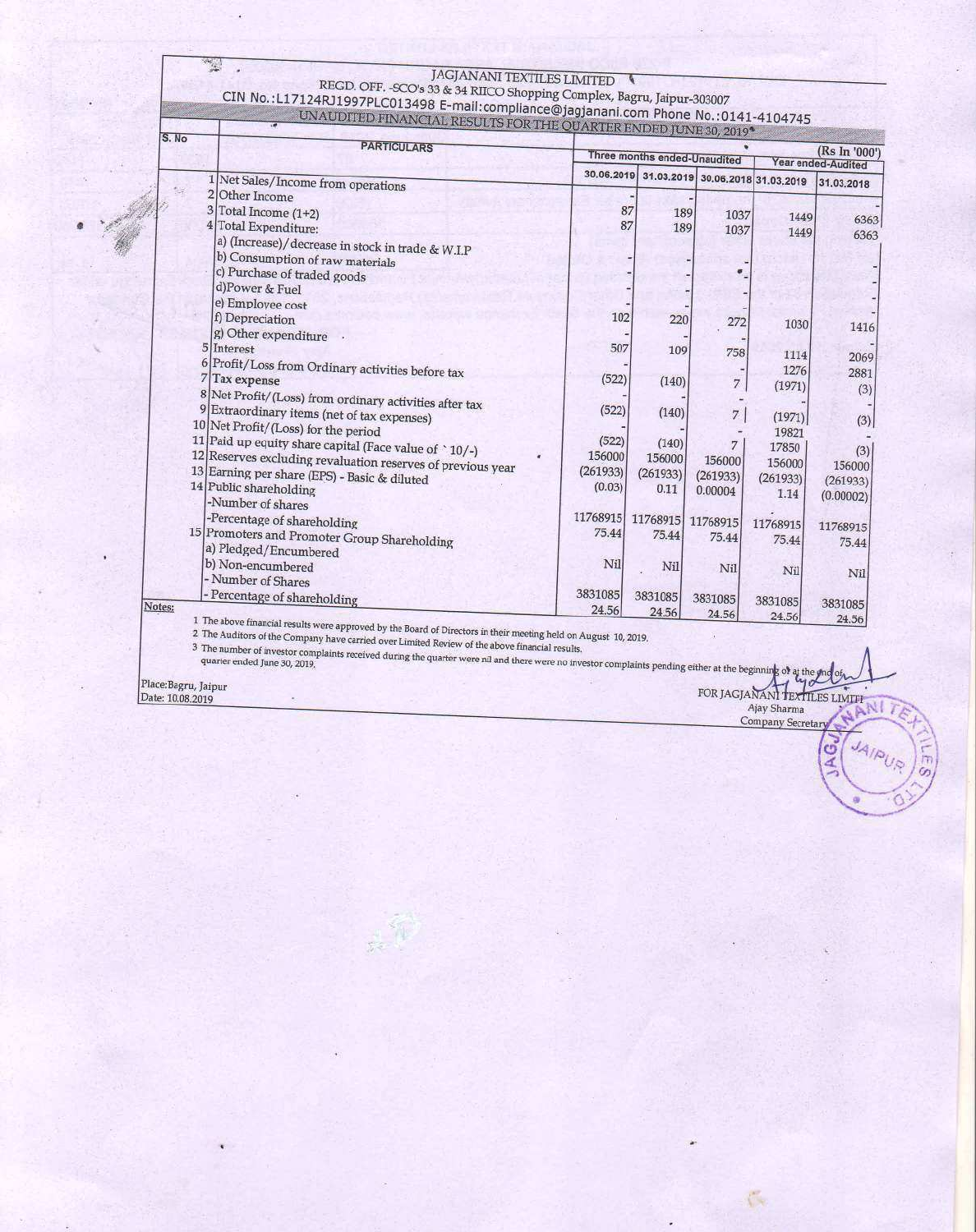# JAGJANANI TEXTILES LIMITED

REGD. OFF. -SCO's 33 & 34 RIICO Shopping Complex, Bagru, Jaipur-303007

CIN No.:L17124RJ1997PLC013498 E-mail:compliance@jagjanani.com Phone No.:0141-4104745

## UNAUDITED FINANCIAL RESULTS FOR THE QUARTER ENDED JUNE 30, 2019

(Rs In '000')

| S. No | PARTICULARS | Three months ended-Unaudited | | | Year ended-Audited | |
|---|---|---|---|---|---|---|
| | | 30.06.2019 | 31.03.2019 | 30.06.2018 | 31.03.2019 | 31.03.2018 |
| 1 | Net Sales/Income from operations | - | - | - | - | - |
| 2 | Other Income | 87 | 189 | 1037 | 1449 | 6363 |
| 3 | Total Income (1+2) | 87 | 189 | 1037 | 1449 | 6363 |
| 4 | Total Expenditure: | | | | | |
| | a) (Increase)/decrease in stock in trade & W.I.P | - | - | - | | - |
| | b) Consumption of raw materials | - | - | - | | - |
| | c) Purchase of traded goods | - | - | - | | - |
| | d)Power & Fuel | - | - | - | | - |
| | e) Employee cost | 102 | 220 | 272 | 1030 | 1416 |
| | f) Depreciation | - | - | - | | |
| | g) Other expenditure | 507 | 109 | 758 | 1114 | 2069 |
| 5 | Interest | - | - | - | 1276 | 2881 |
| 6 | Profit/Loss from Ordinary activities before tax | (522) | (140) | 7 | (1971) | (3) |
| 7 | Tax expense | - | - | - | - | - |
| 8 | Net Profit/(Loss) from ordinary activities after tax | (522) | (140) | 7 | (1971) | (3) |
| 9 | Extraordinary items (net of tax expenses) | - | - | - | 19821 | - |
| 10 | Net Profit/(Loss) for the period | (522) | (140) | 7 | 17850 | (3) |
| 11 | Paid up equity share capital (Face value of ` 10/-) | 156000 | 156000 | 156000 | 156000 | 156000 |
| 12 | Reserves excluding revaluation reserves of previous year | (261933) | (261933) | (261933) | (261933) | (261933) |
| 13 | Earning per share (EPS) - Basic & diluted | (0.03) | 0.11 | 0.00004 | 1.14 | (0.00002) |
| 14 | Public shareholding | | | | | |
| | -Number of shares | 11768915 | 11768915 | 11768915 | 11768915 | 11768915 |
| | -Percentage of shareholding | 75.44 | 75.44 | 75.44 | 75.44 | 75.44 |
| 15 | Promoters and Promoter Group Shareholding | | | | | |
| | a) Pledged/Encumbered | Nil | Nil | Nil | Nil | Nil |
| | b) Non-encumbered | | | | | |
| | - Number of Shares | 3831085 | 3831085 | 3831085 | 3831085 | 3831085 |
| | - Percentage of shareholding | 24.56 | 24.56 | 24.56 | 24.56 | 24.56 |

**Notes:**

1 The above financial results were approved by the Board of Directors in their meeting held on August 10, 2019.

2 The Auditors of the Company have carried over Limited Review of the above financial results.

3 The number of investor complaints received during the quarter were nil and there were no investor complaints pending either at the beginning or at the end of quarter ended June 30, 2019.

Place: Bagru, Jaipur
Date: 10.08.2019

FOR JAGJANANI TEXTILES LIMITED

Ajay Sharma
Company Secretary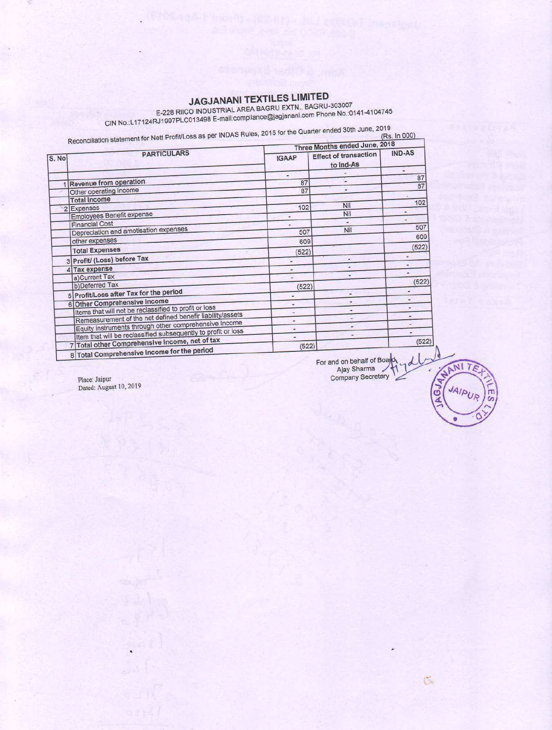# JAGJANANI TEXTILES LIMITED

E-228 RIICO INDUSTRIAL AREA BAGRU EXTN., BAGRU-303007

CIN No.:L17124RJ1997PLC013498 E-mail:compliance@jagjanani.com Phone No.:0141-4104745

Reconciliation statement for Nett Profit/Loss as per INDAS Rules, 2015 for the Quarter ended 30th June, 2019

(Rs. In 000)

| S. No | PARTICULARS | Three Months ended June, 2018 | | |
|---|---|---|---|---|
| | | IGAAP | Effect of transaction to Ind-As | IND-AS |
| | | - | - | - |
| 1 | Revenue from operation | 87 | - | 87 |
| | Other operating income | 87 | - | 87 |
| | Total Income | | | |
| 2 | Expenses | 102 | Nil | 102 |
| | Employees Benefit expense | - | Nil | - |
| | Financial Cost | - | - | - |
| | Depreciation and amotisation expenses | 507 | Nil | 507 |
| | other expenses | 609 | | 609 |
| | Total Expenses | (522) | | (522) |
| 3 | Profit/ (Loss) before Tax | - | - | - |
| 4 | Tax expense | - | - | - |
| | a)Current Tax | - | - | - |
| | b)Deferred Tax | (522) | | (522) |
| 5 | Profit/Loss after Tax for the period | - | - | - |
| 6 | Other Comprehensive Income | - | - | - |
| | Items that will not be reclassified to profit or loss | - | - | - |
| | Remeasurement of the net defined benefir liability/assets | - | - | - |
| | Equity instruments through other comprehensive Income | - | - | - |
| | Item that will be reclassified subsequently to profit or loss | - | - | - |
| 7 | Total other Comprehensive Income, net of tax | (522) | | (522) |
| 8 | Total Comprehensive Income for the period | | | |

Place: Jaipur

Dated: August 10, 2019

For and on behalf of Board

Ajay Sharma

Company Secretary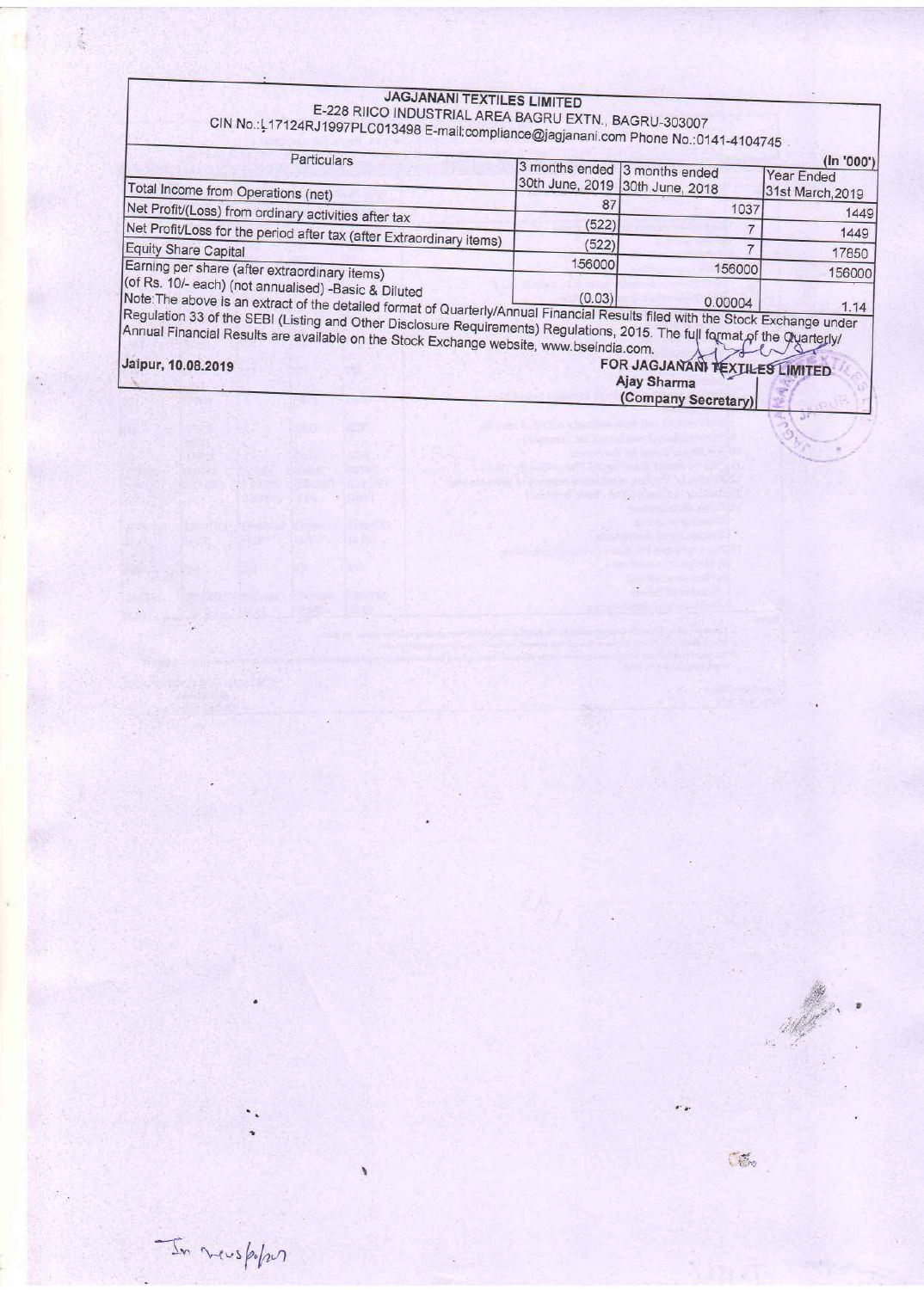**JAGJANANI TEXTILES LIMITED**

E-228 RIICO INDUSTRIAL AREA BAGRU EXTN., BAGRU-303007

CIN No.:L17124RJ1997PLC013498 E-mail:compliance@jagjanani.com Phone No.:0141-4104745

(In '000')

| Particulars | 3 months ended 30th June, 2019 | 3 months ended 30th June, 2018 | Year Ended 31st March,2019 |
|---|---|---|---|
| Total Income from Operations (net) | 87 | 1037 | 1449 |
| Net Profit/(Loss) from ordinary activities after tax | (522) | 7 | 1449 |
| Net Profit/Loss for the period after tax (after Extraordinary items) | (522) | 7 | 17850 |
| Equity Share Capital | 156000 | 156000 | 156000 |
| Earning per share (after extraordinary items) (of Rs. 10/- each) (not annualised) -Basic & Diluted | (0.03) | 0.00004 | 1.14 |

Note:The above is an extract of the detailed format of Quarterly/Annual Financial Results filed with the Stock Exchange under Regulation 33 of the SEBI (Listing and Other Disclosure Requirements) Regulations, 2015. The full format of the Quarterly/ Annual Financial Results are available on the Stock Exchange website, www.bseindia.com.

Jaipur, 10.08.2019

FOR JAGJANANI TEXTILES LIMITED

Ajay Sharma

(Company Secretary)

In newspaper